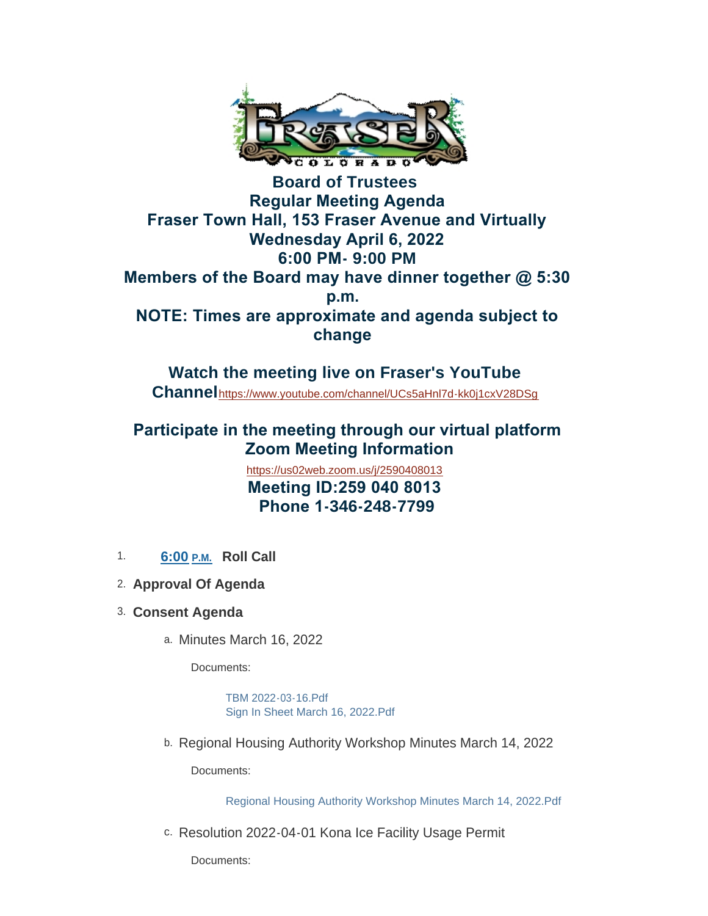# Board of Trustees
## Regular Meeting Agenda
## Fraser Town Hall, 153 Fraser Avenue and Virtually
## Wednesday April 6, 2022
## 6:00 PM- 9:00 PM
## Members of the Board may have dinner together @ 5:30 p.m.
## NOTE: Times are approximate and agenda subject to change

**Watch the meeting live on Fraser's YouTube Channel** https://www.youtube.com/channel/UCs5aHnl7d-kk0j1cxV28DSg

**Participate in the meeting through our virtual platform Zoom Meeting Information**

https://us02web.zoom.us/j/2590408013

**Meeting ID:259 040 8013**
**Phone 1-346-248-7799**

1. **6:00 P.M. Roll Call**
2. **Approval Of Agenda**
3. **Consent Agenda**
   a. Minutes March 16, 2022

      Documents:

      TBM 2022-03-16.Pdf
      Sign In Sheet March 16, 2022.Pdf

   b. Regional Housing Authority Workshop Minutes March 14, 2022

      Documents:

      Regional Housing Authority Workshop Minutes March 14, 2022.Pdf

   c. Resolution 2022-04-01 Kona Ice Facility Usage Permit

      Documents: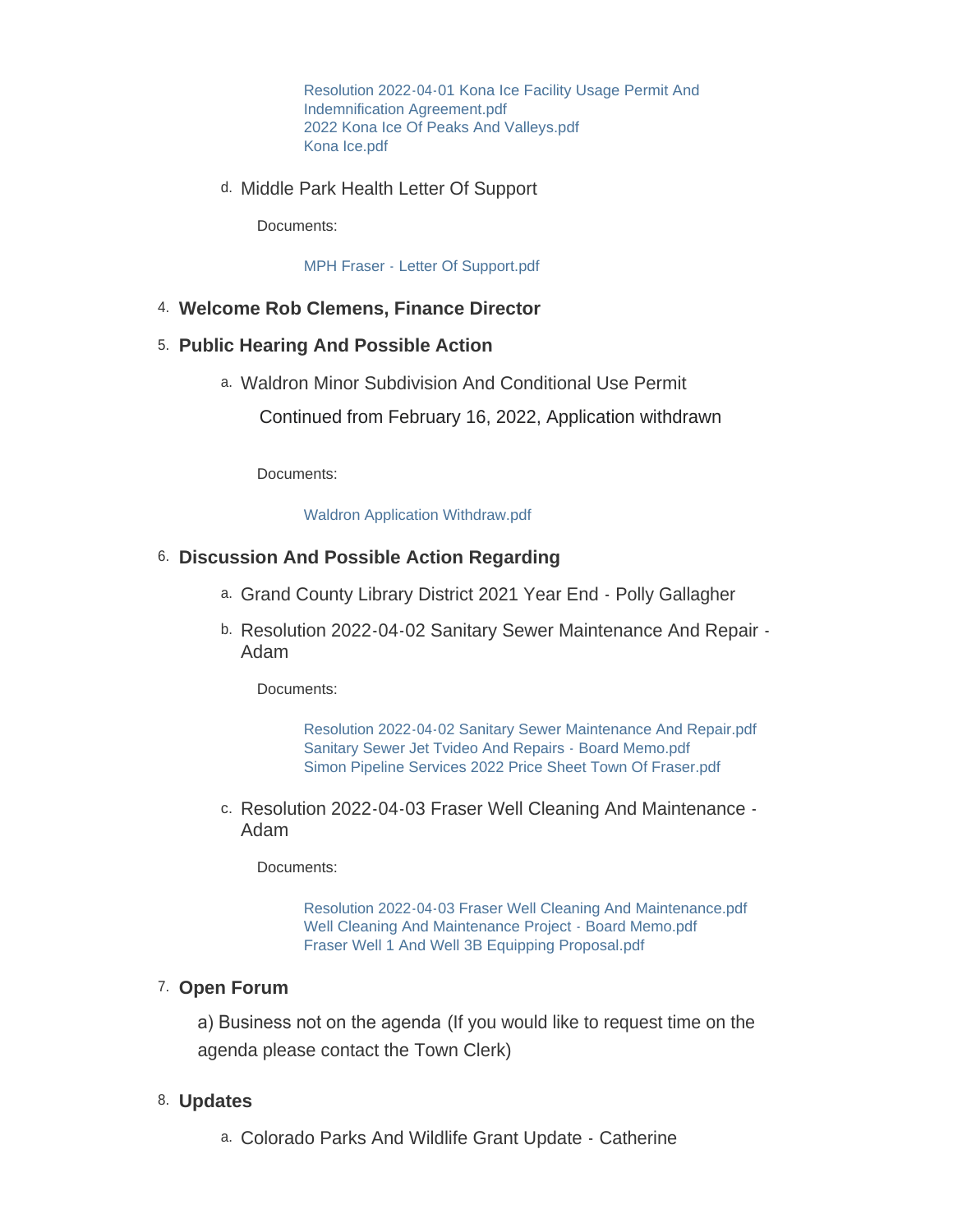Resolution 2022-04-01 Kona Ice Facility Usage Permit And Indemnification Agreement.pdf
2022 Kona Ice Of Peaks And Valleys.pdf
Kona Ice.pdf

d. Middle Park Health Letter Of Support

Documents:

MPH Fraser - Letter Of Support.pdf

4. **Welcome Rob Clemens, Finance Director**

5. **Public Hearing And Possible Action**

   a. Waldron Minor Subdivision And Conditional Use Permit

   Continued from February 16, 2022, Application withdrawn

   Documents:

   Waldron Application Withdraw.pdf

6. **Discussion And Possible Action Regarding**

   a. Grand County Library District 2021 Year End - Polly Gallagher

   b. Resolution 2022-04-02 Sanitary Sewer Maintenance And Repair - Adam

   Documents:

   Resolution 2022-04-02 Sanitary Sewer Maintenance And Repair.pdf
   Sanitary Sewer Jet Tvideo And Repairs - Board Memo.pdf
   Simon Pipeline Services 2022 Price Sheet Town Of Fraser.pdf

   c. Resolution 2022-04-03 Fraser Well Cleaning And Maintenance - Adam

   Documents:

   Resolution 2022-04-03 Fraser Well Cleaning And Maintenance.pdf
   Well Cleaning And Maintenance Project - Board Memo.pdf
   Fraser Well 1 And Well 3B Equipping Proposal.pdf

7. **Open Forum**

   a) Business not on the agenda (If you would like to request time on the agenda please contact the Town Clerk)

8. **Updates**

   a. Colorado Parks And Wildlife Grant Update - Catherine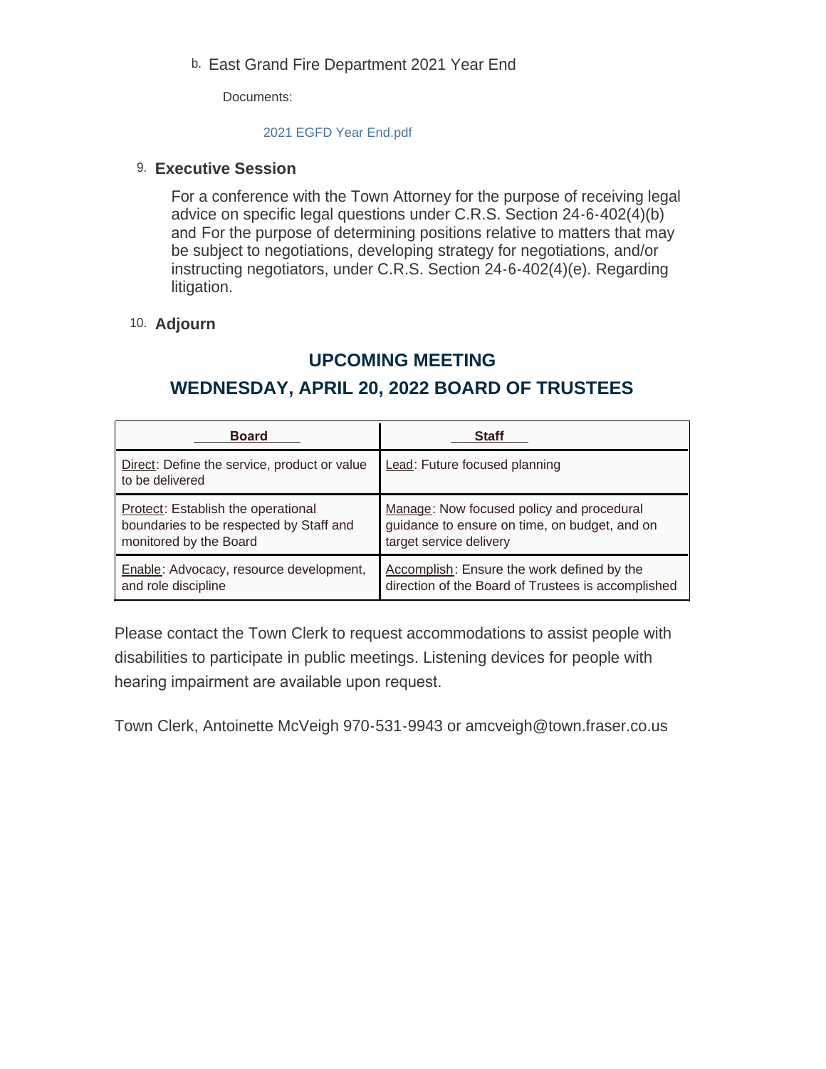b. East Grand Fire Department 2021 Year End

Documents:

2021 EGFD Year End.pdf

9. **Executive Session**

For a conference with the Town Attorney for the purpose of receiving legal advice on specific legal questions under C.R.S. Section 24-6-402(4)(b) and For the purpose of determining positions relative to matters that may be subject to negotiations, developing strategy for negotiations, and/or instructing negotiators, under C.R.S. Section 24-6-402(4)(e). Regarding litigation.

10. **Adjourn**

## UPCOMING MEETING

## WEDNESDAY, APRIL 20, 2022 BOARD OF TRUSTEES

| Board | Staff |
|---|---|
| Direct: Define the service, product or value to be delivered | Lead: Future focused planning |
| Protect: Establish the operational boundaries to be respected by Staff and monitored by the Board | Manage: Now focused policy and procedural guidance to ensure on time, on budget, and on target service delivery |
| Enable: Advocacy, resource development, and role discipline | Accomplish: Ensure the work defined by the direction of the Board of Trustees is accomplished |

Please contact the Town Clerk to request accommodations to assist people with disabilities to participate in public meetings. Listening devices for people with hearing impairment are available upon request.

Town Clerk, Antoinette McVeigh 970-531-9943 or amcveigh@town.fraser.co.us